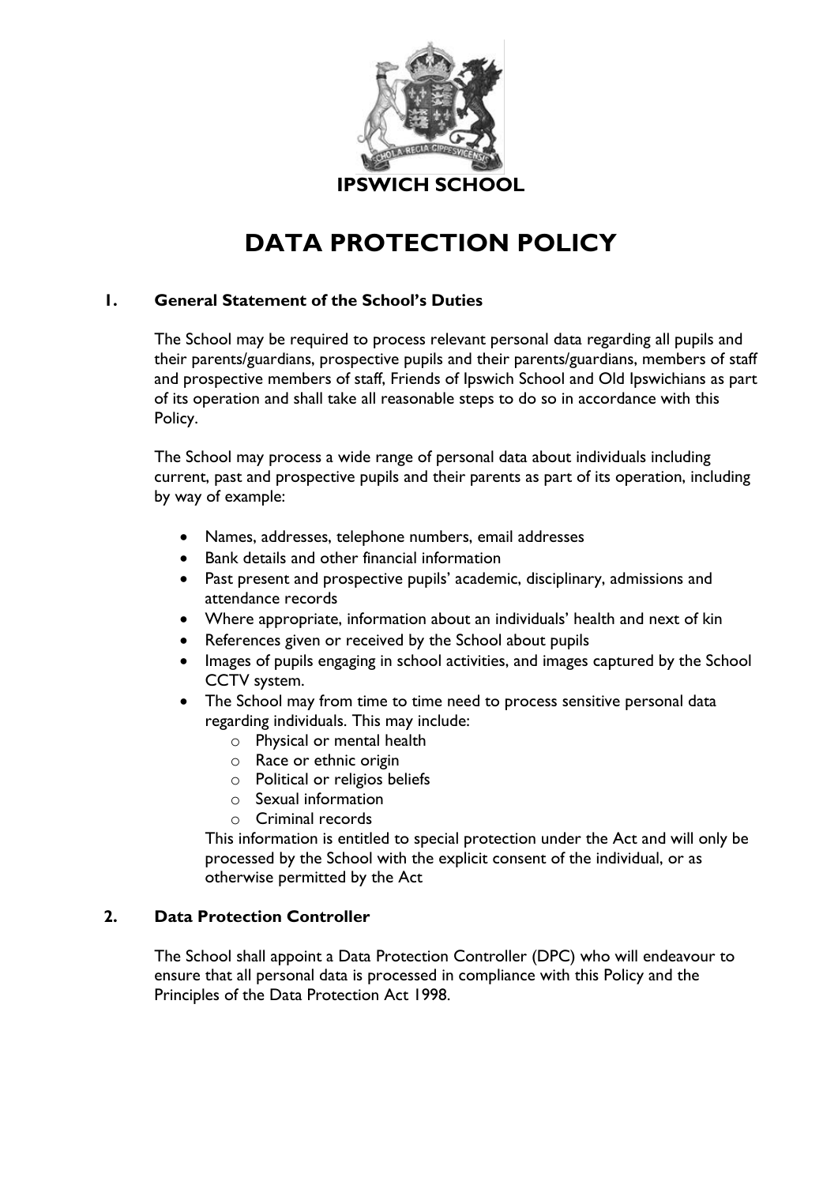**IPSWICH SCHOOL**

# DATA PROTECTION POLICY

## 1. General Statement of the School's Duties

The School may be required to process relevant personal data regarding all pupils and their parents/guardians, prospective pupils and their parents/guardians, members of staff and prospective members of staff, Friends of Ipswich School and Old Ipswichians as part of its operation and shall take all reasonable steps to do so in accordance with this Policy.

The School may process a wide range of personal data about individuals including current, past and prospective pupils and their parents as part of its operation, including by way of example:

- Names, addresses, telephone numbers, email addresses
- Bank details and other financial information
- Past present and prospective pupils' academic, disciplinary, admissions and attendance records
- Where appropriate, information about an individuals' health and next of kin
- References given or received by the School about pupils
- Images of pupils engaging in school activities, and images captured by the School CCTV system.
- The School may from time to time need to process sensitive personal data regarding individuals. This may include:
    - Physical or mental health
    - Race or ethnic origin
    - Political or religios beliefs
    - Sexual information
    - Criminal records

  This information is entitled to special protection under the Act and will only be processed by the School with the explicit consent of the individual, or as otherwise permitted by the Act

## 2. Data Protection Controller

The School shall appoint a Data Protection Controller (DPC) who will endeavour to ensure that all personal data is processed in compliance with this Policy and the Principles of the Data Protection Act 1998.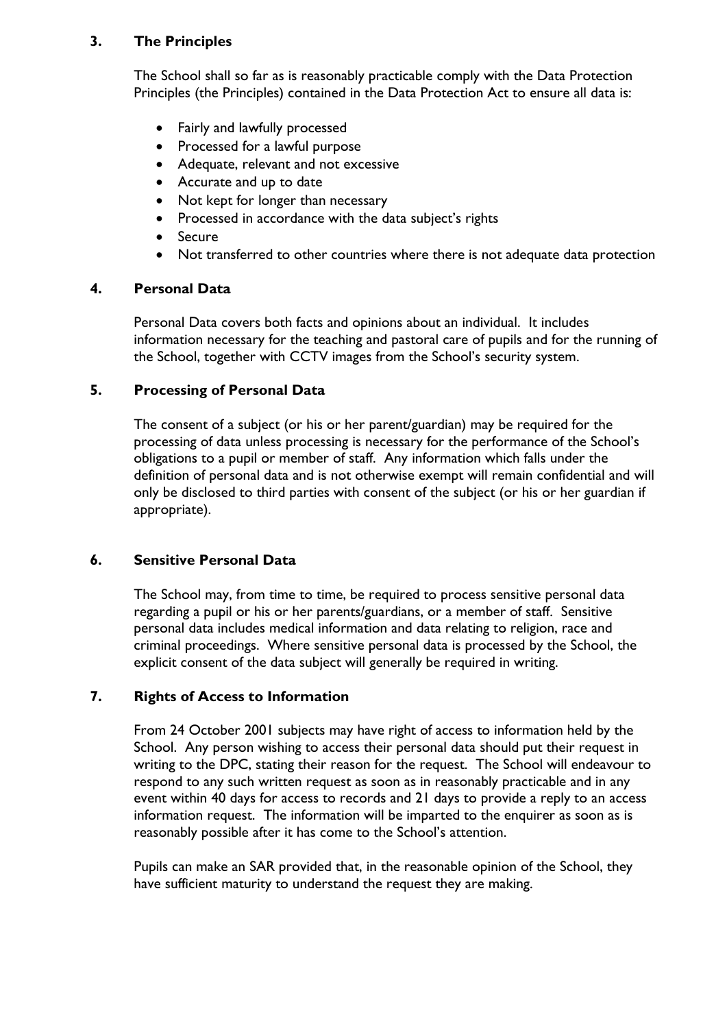## 3. The Principles

The School shall so far as is reasonably practicable comply with the Data Protection Principles (the Principles) contained in the Data Protection Act to ensure all data is:

- Fairly and lawfully processed
- Processed for a lawful purpose
- Adequate, relevant and not excessive
- Accurate and up to date
- Not kept for longer than necessary
- Processed in accordance with the data subject's rights
- Secure
- Not transferred to other countries where there is not adequate data protection

## 4. Personal Data

Personal Data covers both facts and opinions about an individual. It includes information necessary for the teaching and pastoral care of pupils and for the running of the School, together with CCTV images from the School's security system.

## 5. Processing of Personal Data

The consent of a subject (or his or her parent/guardian) may be required for the processing of data unless processing is necessary for the performance of the School's obligations to a pupil or member of staff. Any information which falls under the definition of personal data and is not otherwise exempt will remain confidential and will only be disclosed to third parties with consent of the subject (or his or her guardian if appropriate).

## 6. Sensitive Personal Data

The School may, from time to time, be required to process sensitive personal data regarding a pupil or his or her parents/guardians, or a member of staff. Sensitive personal data includes medical information and data relating to religion, race and criminal proceedings. Where sensitive personal data is processed by the School, the explicit consent of the data subject will generally be required in writing.

## 7. Rights of Access to Information

From 24 October 2001 subjects may have right of access to information held by the School. Any person wishing to access their personal data should put their request in writing to the DPC, stating their reason for the request. The School will endeavour to respond to any such written request as soon as in reasonably practicable and in any event within 40 days for access to records and 21 days to provide a reply to an access information request. The information will be imparted to the enquirer as soon as is reasonably possible after it has come to the School's attention.

Pupils can make an SAR provided that, in the reasonable opinion of the School, they have sufficient maturity to understand the request they are making.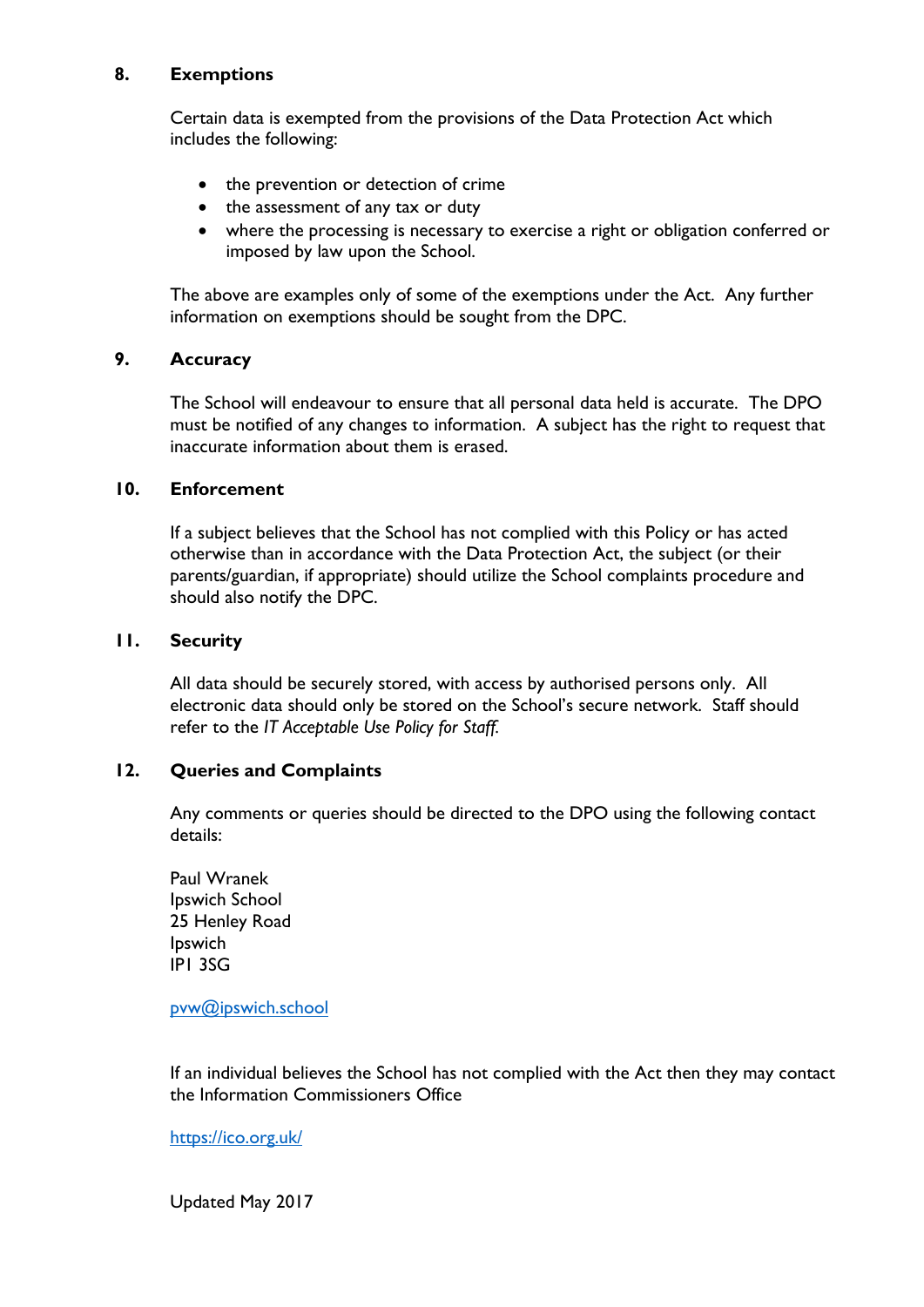## 8. Exemptions

Certain data is exempted from the provisions of the Data Protection Act which includes the following:

- the prevention or detection of crime
- the assessment of any tax or duty
- where the processing is necessary to exercise a right or obligation conferred or imposed by law upon the School.

The above are examples only of some of the exemptions under the Act. Any further information on exemptions should be sought from the DPC.

## 9. Accuracy

The School will endeavour to ensure that all personal data held is accurate. The DPO must be notified of any changes to information. A subject has the right to request that inaccurate information about them is erased.

## 10. Enforcement

If a subject believes that the School has not complied with this Policy or has acted otherwise than in accordance with the Data Protection Act, the subject (or their parents/guardian, if appropriate) should utilize the School complaints procedure and should also notify the DPC.

## 11. Security

All data should be securely stored, with access by authorised persons only. All electronic data should only be stored on the School's secure network. Staff should refer to the *IT Acceptable Use Policy for Staff.*

## 12. Queries and Complaints

Any comments or queries should be directed to the DPO using the following contact details:

Paul Wranek
Ipswich School
25 Henley Road
Ipswich
IP1 3SG

pvw@ipswich.school

If an individual believes the School has not complied with the Act then they may contact the Information Commissioners Office

https://ico.org.uk/

Updated May 2017